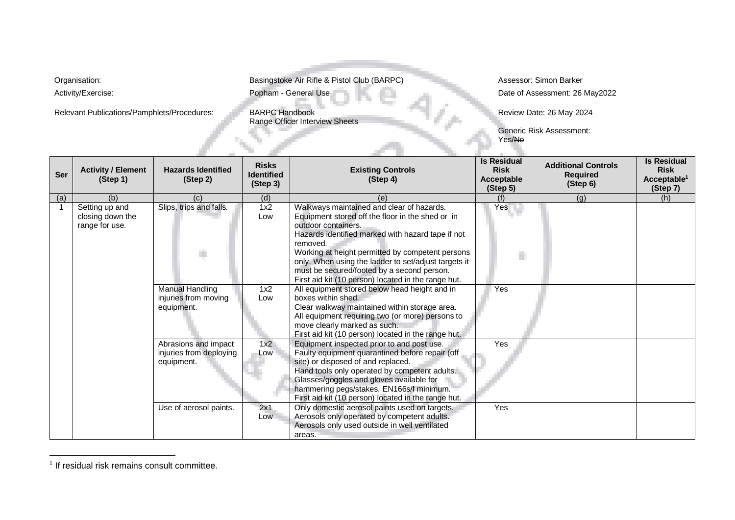Organisation: Basingstoke Air Rifle & Pistol Club (BARPC)

Activity/Exercise: Popham - General Use

Relevant Publications/Pamphlets/Procedures: BARPC Handbook; Range Officer Interview Sheets

Assessor: Simon Barker

Date of Assessment: 26 May2022

Review Date: 26 May 2024

Generic Risk Assessment: Yes/~~No~~

| Ser | Activity / Element (Step 1) | Hazards Identified (Step 2) | Risks Identified (Step 3) | Existing Controls (Step 4) | Is Residual Risk Acceptable (Step 5) | Additional Controls Required (Step 6) | Is Residual Risk Acceptable[1] (Step 7) |
|---|---|---|---|---|---|---|---|
| (a) | (b) | (c) | (d) | (e) | (f) | (g) | (h) |
| 1 | Setting up and closing down the range for use. | Slips, trips and falls. | 1x2 Low | Walkways maintained and clear of hazards. Equipment stored off the floor in the shed or in outdoor containers. Hazards identified marked with hazard tape if not removed. Working at height permitted by competent persons only. When using the ladder to set/adjust targets it must be secured/footed by a second person. First aid kit (10 person) located in the range hut. | Yes | | |
| | | Manual Handling injuries from moving equipment. | 1x2 Low | All equipment stored below head height and in boxes within shed. Clear walkway maintained within storage area. All equipment requiring two (or more) persons to move clearly marked as such. First aid kit (10 person) located in the range hut. | Yes | | |
| | | Abrasions and impact injuries from deploying equipment. | 1x2 Low | Equipment inspected prior to and post use. Faulty equipment quarantined before repair (off site) or disposed of and replaced. Hand tools only operated by competent adults. Glasses/goggles and gloves available for hammering pegs/stakes. EN166s/f minimum. First aid kit (10 person) located in the range hut. | Yes | | |
| | | Use of aerosol paints. | 2x1 Low | Only domestic aerosol paints used on targets. Aerosols only operated by competent adults. Aerosols only used outside in well ventilated areas. | Yes | | |

[1] If residual risk remains consult committee.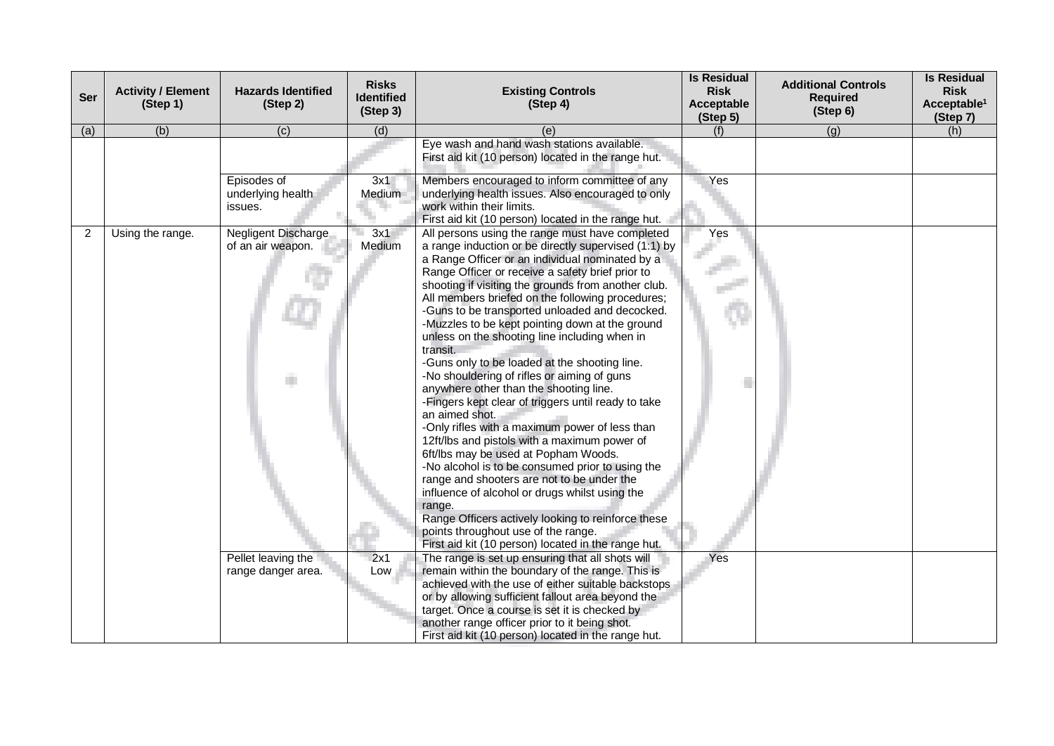| Ser | Activity / Element (Step 1) | Hazards Identified (Step 2) | Risks Identified (Step 3) | Existing Controls (Step 4) | Is Residual Risk Acceptable (Step 5) | Additional Controls Required (Step 6) | Is Residual Risk Acceptable[1] (Step 7) |
|---|---|---|---|---|---|---|---|
| (a) | (b) | (c) | (d) | (e) | (f) | (g) | (h) |
| | | | | Eye wash and hand wash stations available.<br>First aid kit (10 person) located in the range hut. | | | |
| | | Episodes of underlying health issues. | 3x1 Medium | Members encouraged to inform committee of any underlying health issues. Also encouraged to only work within their limits.<br>First aid kit (10 person) located in the range hut. | Yes | | |
| 2 | Using the range. | Negligent Discharge of an air weapon. | 3x1 Medium | All persons using the range must have completed a range induction or be directly supervised (1:1) by a Range Officer or an individual nominated by a Range Officer or receive a safety brief prior to shooting if visiting the grounds from another club.<br>All members briefed on the following procedures;<br>-Guns to be transported unloaded and decocked.<br>-Muzzles to be kept pointing down at the ground unless on the shooting line including when in transit.<br>-Guns only to be loaded at the shooting line.<br>-No shouldering of rifles or aiming of guns anywhere other than the shooting line.<br>-Fingers kept clear of triggers until ready to take an aimed shot.<br>-Only rifles with a maximum power of less than 12ft/lbs and pistols with a maximum power of 6ft/lbs may be used at Popham Woods.<br>-No alcohol is to be consumed prior to using the range and shooters are not to be under the influence of alcohol or drugs whilst using the range.<br>Range Officers actively looking to reinforce these points throughout use of the range.<br>First aid kit (10 person) located in the range hut. | Yes | | |
| | | Pellet leaving the range danger area. | 2x1 Low | The range is set up ensuring that all shots will remain within the boundary of the range. This is achieved with the use of either suitable backstops or by allowing sufficient fallout area beyond the target. Once a course is set it is checked by another range officer prior to it being shot.<br>First aid kit (10 person) located in the range hut. | Yes | | |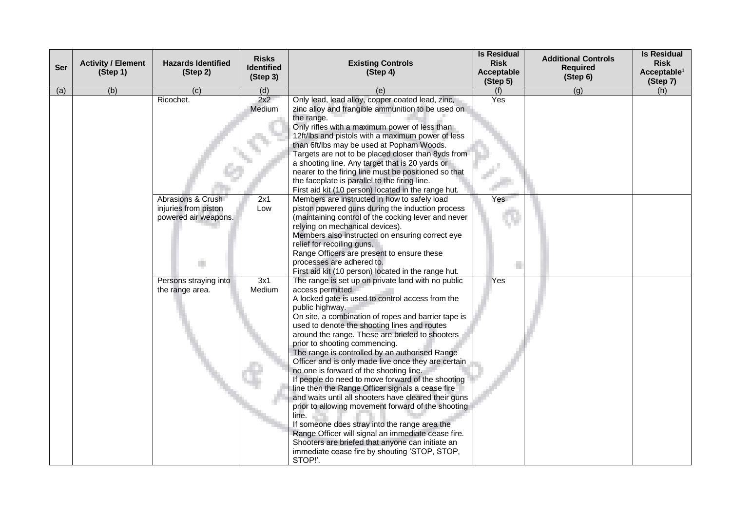| Ser | Activity / Element (Step 1) | Hazards Identified (Step 2) | Risks Identified (Step 3) | Existing Controls (Step 4) | Is Residual Risk Acceptable (Step 5) | Additional Controls Required (Step 6) | Is Residual Risk Acceptable[1] (Step 7) |
|---|---|---|---|---|---|---|---|
| (a) | (b) | (c) | (d) | (e) | (f) | (g) | (h) |
| | | Ricochet. | 2x2 Medium | Only lead, lead alloy, copper coated lead, zinc, zinc alloy and frangible ammunition to be used on the range.<br>Only rifles with a maximum power of less than 12ft/lbs and pistols with a maximum power of less than 6ft/lbs may be used at Popham Woods.<br>Targets are not to be placed closer than 8yds from a shooting line. Any target that is 20 yards or nearer to the firing line must be positioned so that the faceplate is parallel to the firing line.<br>First aid kit (10 person) located in the range hut. | Yes | | |
| | | Abrasions & Crush injuries from piston powered air weapons. | 2x1 Low | Members are instructed in how to safely load piston powered guns during the induction process (maintaining control of the cocking lever and never relying on mechanical devices).<br>Members also instructed on ensuring correct eye relief for recoiling guns.<br>Range Officers are present to ensure these processes are adhered to.<br>First aid kit (10 person) located in the range hut. | Yes | | |
| | | Persons straying into the range area. | 3x1 Medium | The range is set up on private land with no public access permitted.<br>A locked gate is used to control access from the public highway.<br>On site, a combination of ropes and barrier tape is used to denote the shooting lines and routes around the range. These are briefed to shooters prior to shooting commencing.<br>The range is controlled by an authorised Range Officer and is only made live once they are certain no one is forward of the shooting line.<br>If people do need to move forward of the shooting line then the Range Officer signals a cease fire and waits until all shooters have cleared their guns prior to allowing movement forward of the shooting line.<br>If someone does stray into the range area the Range Officer will signal an immediate cease fire.<br>Shooters are briefed that anyone can initiate an immediate cease fire by shouting 'STOP, STOP, STOP!'. | Yes | | |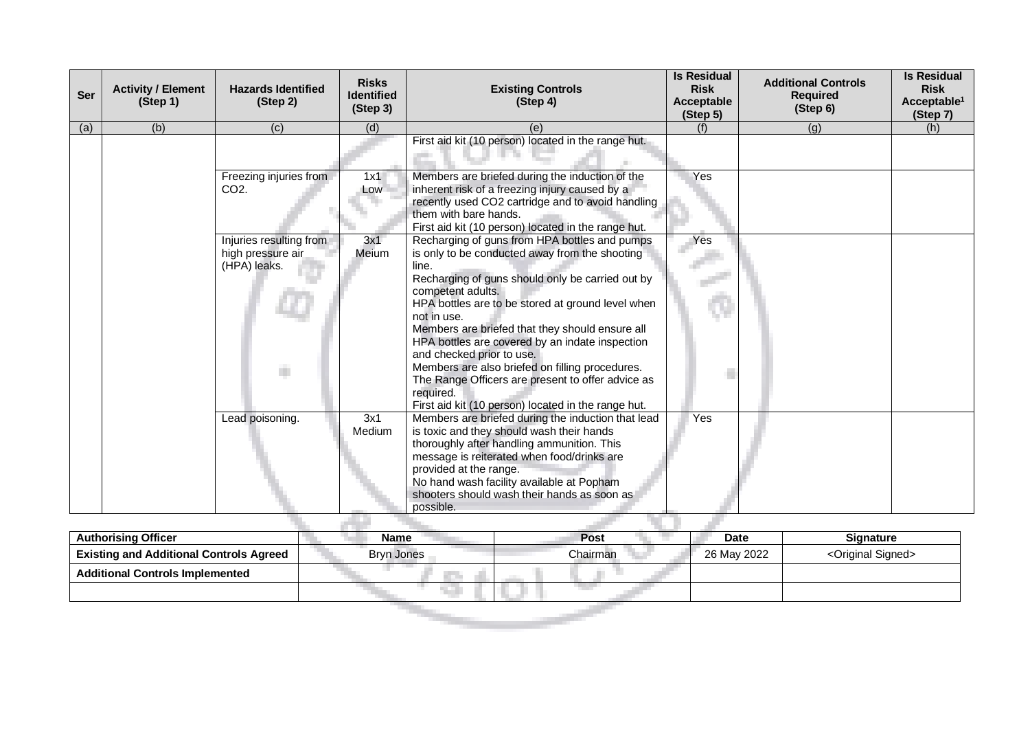| Ser | Activity / Element (Step 1) | Hazards Identified (Step 2) | Risks Identified (Step 3) | Existing Controls (Step 4) | Is Residual Risk Acceptable (Step 5) | Additional Controls Required (Step 6) | Is Residual Risk Acceptable[1] (Step 7) |
|---|---|---|---|---|---|---|---|
| (a) | (b) | (c) | (d) | (e) | (f) | (g) | (h) |
| | | | | First aid kit (10 person) located in the range hut. | | | |
| | | Freezing injuries from $CO_2$. | 1x1 Low | Members are briefed during the induction of the inherent risk of a freezing injury caused by a recently used $CO_2$ cartridge and to avoid handling them with bare hands.<br>First aid kit (10 person) located in the range hut. | Yes | | |
| | | Injuries resulting from high pressure air (HPA) leaks. | 3x1 Meium | Recharging of guns from HPA bottles and pumps is only to be conducted away from the shooting line.<br>Recharging of guns should only be carried out by competent adults.<br>HPA bottles are to be stored at ground level when not in use.<br>Members are briefed that they should ensure all HPA bottles are covered by an indate inspection and checked prior to use.<br>Members are also briefed on filling procedures.<br>The Range Officers are present to offer advice as required.<br>First aid kit (10 person) located in the range hut. | Yes | | |
| | | Lead poisoning. | 3x1 Medium | Members are briefed during the induction that lead is toxic and they should wash their hands thoroughly after handling ammunition. This message is reiterated when food/drinks are provided at the range.<br>No hand wash facility available at Popham shooters should wash their hands as soon as possible. | Yes | | |

| Authorising Officer | Name | Post | Date | Signature |
|---|---|---|---|---|
| Existing and Additional Controls Agreed | Bryn Jones | Chairman | 26 May 2022 | <Original Signed> |
| Additional Controls Implemented | | | | |
| | | | | |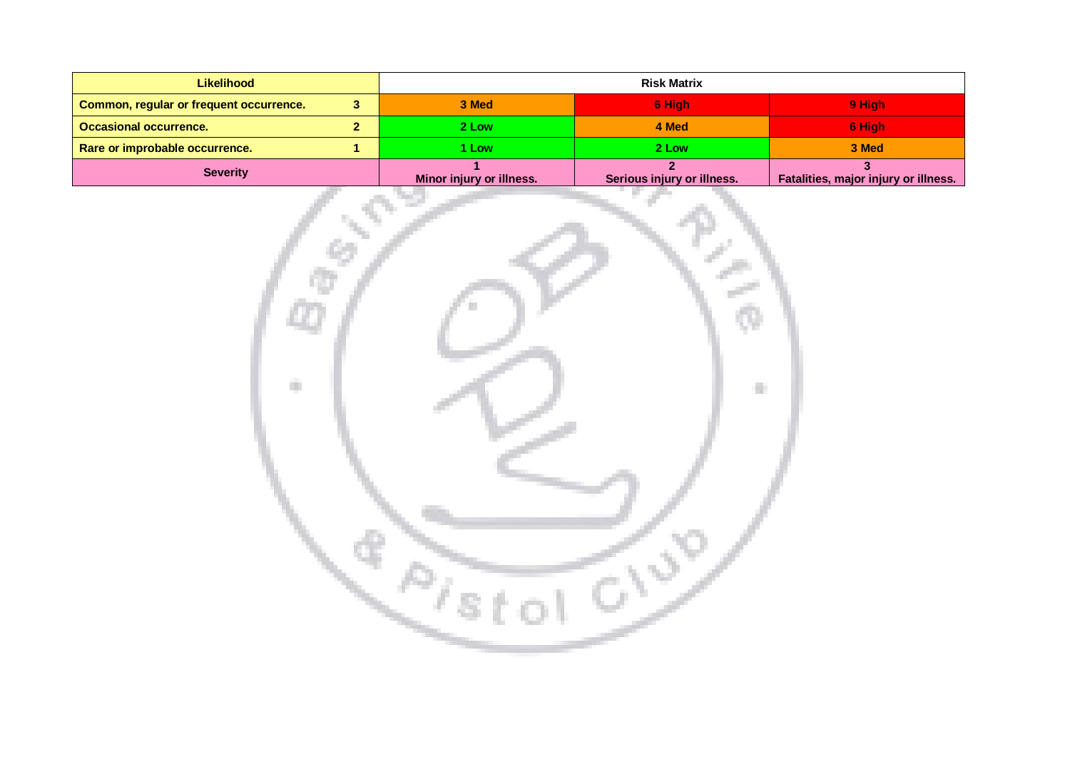| Likelihood | | Risk Matrix | | |
|---|---|---|---|---|
| Common, regular or frequent occurrence. | 3 | 3 Med | 6 High | 9 High |
| Occasional occurrence. | 2 | 2 Low | 4 Med | 6 High |
| Rare or improbable occurrence. | 1 | 1 Low | 2 Low | 3 Med |
| Severity | | 1 Minor injury or illness. | 2 Serious injury or illness. | 3 Fatalities, major injury or illness. |